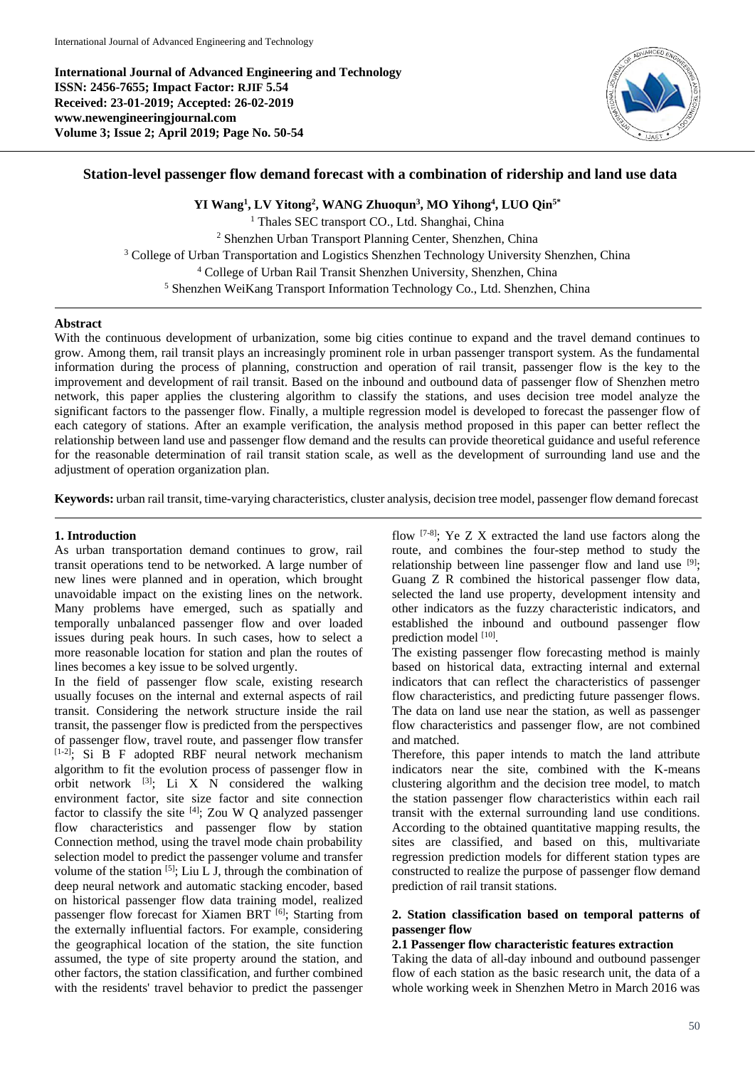# Station-level passenger flow demand forecast with a combination of ridership and land use data

**YI Wang[1], LV Yitong[2], WANG Zhuoqun[3], MO Yihong[4], LUO Qin[5*]**

[1] Thales SEC transport CO., Ltd. Shanghai, China
[2] Shenzhen Urban Transport Planning Center, Shenzhen, China
[3] College of Urban Transportation and Logistics Shenzhen Technology University Shenzhen, China
[4] College of Urban Rail Transit Shenzhen University, Shenzhen, China
[5] Shenzhen WeiKang Transport Information Technology Co., Ltd. Shenzhen, China

**International Journal of Advanced Engineering and Technology**
**ISSN: 2456-7655; Impact Factor: RJIF 5.54**
**Received: 23-01-2019; Accepted: 26-02-2019**
**www.newengineeringjournal.com**
**Volume 3; Issue 2; April 2019; Page No. 50-54**

## Abstract

With the continuous development of urbanization, some big cities continue to expand and the travel demand continues to grow. Among them, rail transit plays an increasingly prominent role in urban passenger transport system. As the fundamental information during the process of planning, construction and operation of rail transit, passenger flow is the key to the improvement and development of rail transit. Based on the inbound and outbound data of passenger flow of Shenzhen metro network, this paper applies the clustering algorithm to classify the stations, and uses decision tree model analyze the significant factors to the passenger flow. Finally, a multiple regression model is developed to forecast the passenger flow of each category of stations. After an example verification, the analysis method proposed in this paper can better reflect the relationship between land use and passenger flow demand and the results can provide theoretical guidance and useful reference for the reasonable determination of rail transit station scale, as well as the development of surrounding land use and the adjustment of operation organization plan.

**Keywords:** urban rail transit, time-varying characteristics, cluster analysis, decision tree model, passenger flow demand forecast

## 1. Introduction

As urban transportation demand continues to grow, rail transit operations tend to be networked. A large number of new lines were planned and in operation, which brought unavoidable impact on the existing lines on the network. Many problems have emerged, such as spatially and temporally unbalanced passenger flow and over loaded issues during peak hours. In such cases, how to select a more reasonable location for station and plan the routes of lines becomes a key issue to be solved urgently.

In the field of passenger flow scale, existing research usually focuses on the internal and external aspects of rail transit. Considering the network structure inside the rail transit, the passenger flow is predicted from the perspectives of passenger flow, travel route, and passenger flow transfer [1-2]; Si B F adopted RBF neural network mechanism algorithm to fit the evolution process of passenger flow in orbit network [3]; Li X N considered the walking environment factor, site size factor and site connection factor to classify the site [4]; Zou W Q analyzed passenger flow characteristics and passenger flow by station Connection method, using the travel mode chain probability selection model to predict the passenger volume and transfer volume of the station [5]; Liu L J, through the combination of deep neural network and automatic stacking encoder, based on historical passenger flow data training model, realized passenger flow forecast for Xiamen BRT [6]; Starting from the externally influential factors. For example, considering the geographical location of the station, the site function assumed, the type of site property around the station, and other factors, the station classification, and further combined with the residents' travel behavior to predict the passenger flow [7-8]; Ye Z X extracted the land use factors along the route, and combines the four-step method to study the relationship between line passenger flow and land use [9]; Guang Z R combined the historical passenger flow data, selected the land use property, development intensity and other indicators as the fuzzy characteristic indicators, and established the inbound and outbound passenger flow prediction model [10].

The existing passenger flow forecasting method is mainly based on historical data, extracting internal and external indicators that can reflect the characteristics of passenger flow characteristics, and predicting future passenger flows. The data on land use near the station, as well as passenger flow characteristics and passenger flow, are not combined and matched.

Therefore, this paper intends to match the land attribute indicators near the site, combined with the K-means clustering algorithm and the decision tree model, to match the station passenger flow characteristics within each rail transit with the external surrounding land use conditions. According to the obtained quantitative mapping results, the sites are classified, and based on this, multivariate regression prediction models for different station types are constructed to realize the purpose of passenger flow demand prediction of rail transit stations.

## 2. Station classification based on temporal patterns of passenger flow

### 2.1 Passenger flow characteristic features extraction

Taking the data of all-day inbound and outbound passenger flow of each station as the basic research unit, the data of a whole working week in Shenzhen Metro in March 2016 was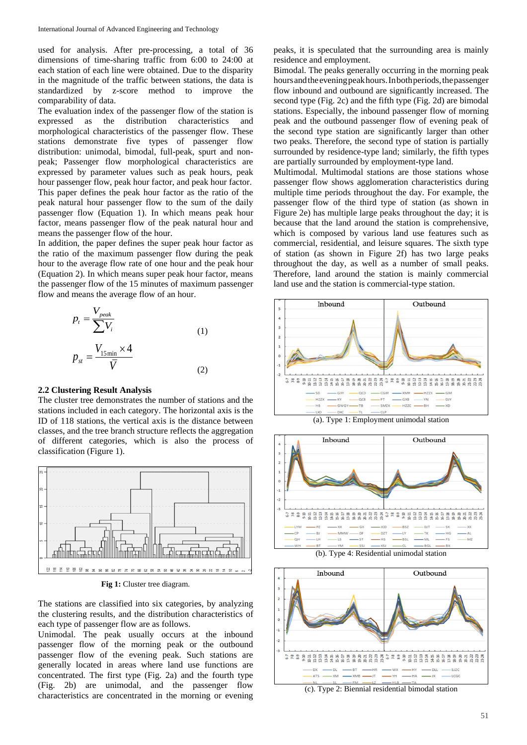used for analysis. After pre-processing, a total of 36 dimensions of time-sharing traffic from 6:00 to 24:00 at each station of each line were obtained. Due to the disparity in the magnitude of the traffic between stations, the data is standardized by z-score method to improve the comparability of data.

The evaluation index of the passenger flow of the station is expressed as the distribution characteristics and morphological characteristics of the passenger flow. These stations demonstrate five types of passenger flow distribution: unimodal, bimodal, full-peak, spurt and non-peak; Passenger flow morphological characteristics are expressed by parameter values such as peak hours, peak hour passenger flow, peak hour factor, and peak hour factor. This paper defines the peak hour factor as the ratio of the peak natural hour passenger flow to the sum of the daily passenger flow (Equation 1). In which means peak hour factor, means passenger flow of the peak natural hour and means the passenger flow of the hour.

In addition, the paper defines the super peak hour factor as the ratio of the maximum passenger flow during the peak hour to the average flow rate of one hour and the peak hour (Equation 2). In which means super peak hour factor, means the passenger flow of the 15 minutes of maximum passenger flow and means the average flow of an hour.

$$p_t = \frac{V_{peak}}{\sum V_i} \tag{1}$$

$$p_{st} = \frac{V_{15\min} \times 4}{\bar{V}} \tag{2}$$

### 2.2 Clustering Result Analysis

The cluster tree demonstrates the number of stations and the stations included in each category. The horizontal axis is the ID of 118 stations, the vertical axis is the distance between classes, and the tree branch structure reflects the aggregation of different categories, which is also the process of classification (Figure 1).

**Fig 1:** Cluster tree diagram.

The stations are classified into six categories, by analyzing the clustering results, and the distribution characteristics of each type of passenger flow are as follows.

Unimodal. The peak usually occurs at the inbound passenger flow of the morning peak or the outbound passenger flow of the evening peak. Such stations are generally located in areas where land use functions are concentrated. The first type (Fig. 2a) and the fourth type (Fig. 2b) are unimodal, and the passenger flow characteristics are concentrated in the morning or evening peaks, it is speculated that the surrounding area is mainly residence and employment.

Bimodal. The peaks generally occurring in the morning peak hours and the evening peak hours. In both periods, the passenger flow inbound and outbound are significantly increased. The second type (Fig. 2c) and the fifth type (Fig. 2d) are bimodal stations. Especially, the inbound passenger flow of morning peak and the outbound passenger flow of evening peak of the second type station are significantly larger than other two peaks. Therefore, the second type of station is partially surrounded by residence-type land; similarly, the fifth types are partially surrounded by employment-type land.

Multimodal. Multimodal stations are those stations whose passenger flow shows agglomeration characteristics during multiple time periods throughout the day. For example, the passenger flow of the third type of station (as shown in Figure 2e) has multiple large peaks throughout the day; it is because that the land around the station is comprehensive, which is composed by various land use features such as commercial, residential, and leisure squares. The sixth type of station (as shown in Figure 2f) has two large peaks throughout the day, as well as a number of small peaks. Therefore, land around the station is mainly commercial land use and the station is commercial-type station.

(a). Type 1: Employment unimodal station

(b). Type 4: Residential unimodal station

(c). Type 2: Biennial residential bimodal station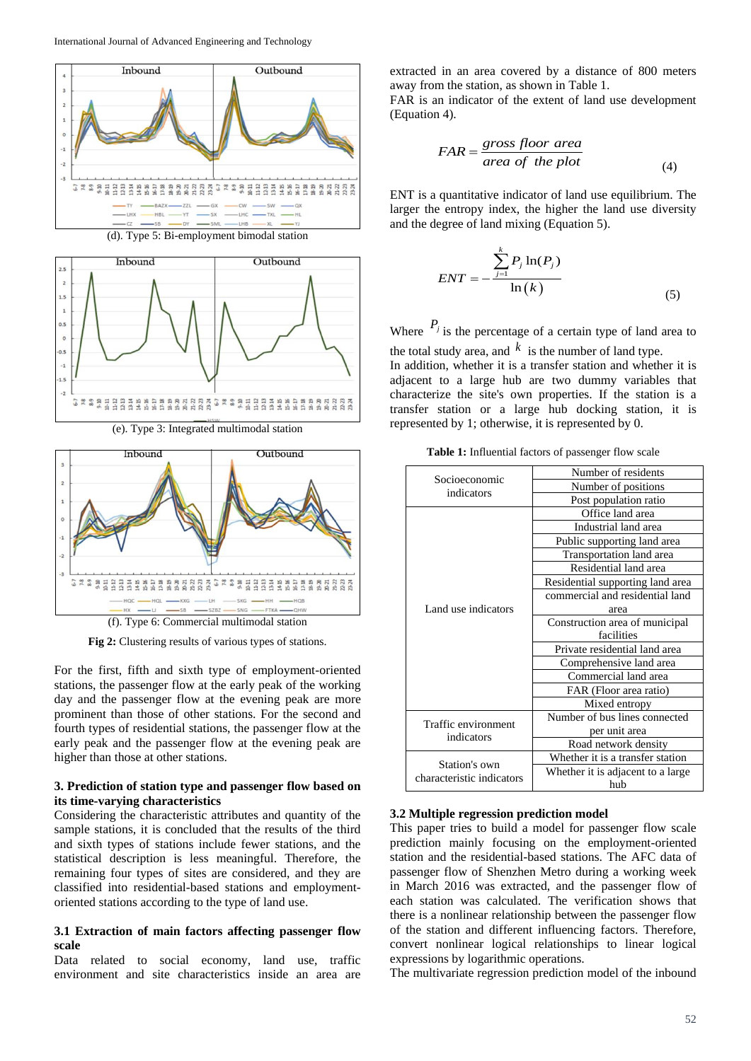(d). Type 5: Bi-employment bimodal station

(e). Type 3: Integrated multimodal station

(f). Type 6: Commercial multimodal station

**Fig 2:** Clustering results of various types of stations.

For the first, fifth and sixth type of employment-oriented stations, the passenger flow at the early peak of the working day and the passenger flow at the evening peak are more prominent than those of other stations. For the second and fourth types of residential stations, the passenger flow at the early peak and the passenger flow at the evening peak are higher than those at other stations.

### 3. Prediction of station type and passenger flow based on its time-varying characteristics

Considering the characteristic attributes and quantity of the sample stations, it is concluded that the results of the third and sixth types of stations include fewer stations, and the statistical description is less meaningful. Therefore, the remaining four types of sites are considered, and they are classified into residential-based stations and employment-oriented stations according to the type of land use.

### 3.1 Extraction of main factors affecting passenger flow scale

Data related to social economy, land use, traffic environment and site characteristics inside an area are extracted in an area covered by a distance of 800 meters away from the station, as shown in Table 1.

FAR is an indicator of the extent of land use development (Equation 4).

$$FAR = \frac{gross\ floor\ area}{area\ of\ the\ plot} \tag{4}$$

ENT is a quantitative indicator of land use equilibrium. The larger the entropy index, the higher the land use diversity and the degree of land mixing (Equation 5).

$$ENT = -\frac{\sum_{j=1}^{k} P_j \ln(P_j)}{\ln(k)} \tag{5}$$

Where $P_j$ is the percentage of a certain type of land area to the total study area, and $k$ is the number of land type.

In addition, whether it is a transfer station and whether it is adjacent to a large hub are two dummy variables that characterize the site's own properties. If the station is a transfer station or a large hub docking station, it is represented by 1; otherwise, it is represented by 0.

**Table 1:** Influential factors of passenger flow scale

| Category | Factor |
|---|---|
| Socioeconomic indicators | Number of residents |
| | Number of positions |
| | Post population ratio |
| Land use indicators | Office land area |
| | Industrial land area |
| | Public supporting land area |
| | Transportation land area |
| | Residential land area |
| | Residential supporting land area |
| | commercial and residential land area |
| | Construction area of municipal facilities |
| | Private residential land area |
| | Comprehensive land area |
| | Commercial land area |
| | FAR (Floor area ratio) |
| | Mixed entropy |
| Traffic environment indicators | Number of bus lines connected per unit area |
| | Road network density |
| Station's own characteristic indicators | Whether it is a transfer station |
| | Whether it is adjacent to a large hub |

### 3.2 Multiple regression prediction model

This paper tries to build a model for passenger flow scale prediction mainly focusing on the employment-oriented station and the residential-based stations. The AFC data of passenger flow of Shenzhen Metro during a working week in March 2016 was extracted, and the passenger flow of each station was calculated. The verification shows that there is a nonlinear relationship between the passenger flow of the station and different influencing factors. Therefore, convert nonlinear logical relationships to linear logical expressions by logarithmic operations.

The multivariate regression prediction model of the inbound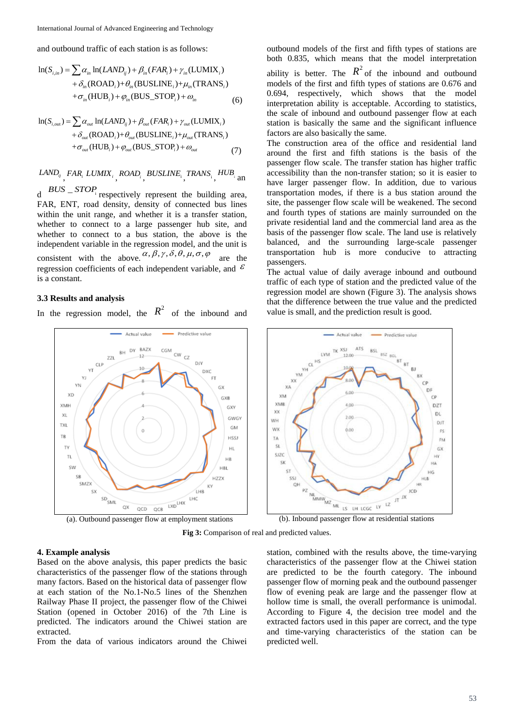and outbound traffic of each station is as follows:

$$
\begin{aligned}
\ln(S_{i,in}) = \sum \alpha_{in} \ln(LAND_{ij}) + \beta_{in}(FAR_i) + \gamma_{in}(\text{LUMIX}_i) \\
+\delta_{in}(\text{ROAD}_i) + \theta_{in}(\text{BUSLINE}_i) + \mu_{in}(\text{TRANS}_i) \\
+\sigma_{in}(\text{HUB}_i) + \varphi_{in}(\text{BUS\_STOP}_i) + \omega_{in}
\end{aligned} \tag{6}
$$

$$
\begin{aligned}
\ln(S_{i,out}) = \sum \alpha_{out} \ln(LAND_{ij}) + \beta_{out}(FAR_i) + \gamma_{out}(\text{LUMIX}_i) \\
+\delta_{out}(\text{ROAD}_i) + \theta_{out}(\text{BUSLINE}_i) + \mu_{out}(\text{TRANS}_i) \\
+\sigma_{out}(\text{HUB}_i) + \varphi_{out}(\text{BUS\_STOP}_i) + \omega_{out}
\end{aligned} \tag{7}
$$

$LAND_{ij}$, $FAR_i$, $LUMIX_i$, $ROAD_i$, $BUSLINE_i$, $TRANS_i$, $HUB_i$ and $BUS\_STOP_i$ respectively represent the building area, FAR, ENT, road density, density of connected bus lines within the unit range, and whether it is a transfer station, whether to connect to a large passenger hub site, and whether to connect to a bus station, the above is the independent variable in the regression model, and the unit is consistent with the above. $\alpha, \beta, \gamma, \delta, \theta, \mu, \sigma, \varphi$ are the regression coefficients of each independent variable, and $\varepsilon$ is a constant.

### 3.3 Results and analysis

In the regression model, the $R^2$ of the inbound and outbound models of the first and fifth types of stations are both 0.835, which means that the model interpretation ability is better. The $R^2$ of the inbound and outbound models of the first and fifth types of stations are 0.676 and 0.694, respectively, which shows that the model interpretation ability is acceptable. According to statistics, the scale of inbound and outbound passenger flow at each station is basically the same and the significant influence factors are also basically the same.

The construction area of the office and residential land around the first and fifth stations is the basis of the passenger flow scale. The transfer station has higher traffic accessibility than the non-transfer station; so it is easier to have larger passenger flow. In addition, due to various transportation modes, if there is a bus station around the site, the passenger flow scale will be weakened. The second and fourth types of stations are mainly surrounded on the private residential land and the commercial land area as the basis of the passenger flow scale. The land use is relatively balanced, and the surrounding large-scale passenger transportation hub is more conducive to attracting passengers.

The actual value of daily average inbound and outbound traffic of each type of station and the predicted value of the regression model are shown (Figure 3). The analysis shows that the difference between the true value and the predicted value is small, and the prediction result is good.

(a). Outbound passenger flow at employment stations

(b). Inbound passenger flow at residential stations

**Fig 3:** Comparison of real and predicted values.

### 4. Example analysis

Based on the above analysis, this paper predicts the basic characteristics of the passenger flow of the stations through many factors. Based on the historical data of passenger flow at each station of the No.1-No.5 lines of the Shenzhen Railway Phase II project, the passenger flow of the Chiwei Station (opened in October 2016) of the 7th Line is predicted. The indicators around the Chiwei station are extracted.

From the data of various indicators around the Chiwei station, combined with the results above, the time-varying characteristics of the passenger flow at the Chiwei station are predicted to be the fourth category. The inbound passenger flow of morning peak and the outbound passenger flow of evening peak are large and the passenger flow at hollow time is small, the overall performance is unimodal. According to Figure 4, the decision tree model and the extracted factors used in this paper are correct, and the type and time-varying characteristics of the station can be predicted well.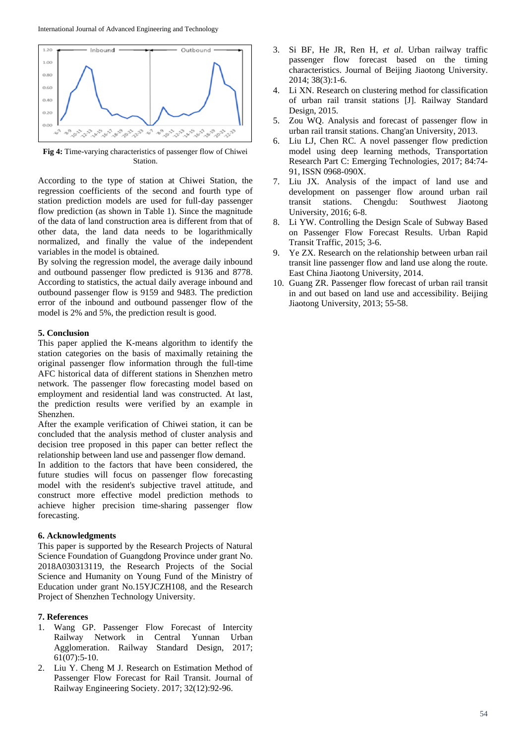1.20
Inbound
Outbound
1.00
0.80
0.60
0.40
0.20
0.00
6-7 8-9 10-11 12-13 14-15 16-17 18-19 20-21 22-23 6-7 8-9 10-11 12-13 14-15 16-17 18-19 20-21 22-23

**Fig 4:** Time-varying characteristics of passenger flow of Chiwei Station.

According to the type of station at Chiwei Station, the regression coefficients of the second and fourth type of station prediction models are used for full-day passenger flow prediction (as shown in Table 1). Since the magnitude of the data of land construction area is different from that of other data, the land data needs to be logarithmically normalized, and finally the value of the independent variables in the model is obtained.

By solving the regression model, the average daily inbound and outbound passenger flow predicted is 9136 and 8778. According to statistics, the actual daily average inbound and outbound passenger flow is 9159 and 9483. The prediction error of the inbound and outbound passenger flow of the model is 2% and 5%, the prediction result is good.

## 5. Conclusion

This paper applied the K-means algorithm to identify the station categories on the basis of maximally retaining the original passenger flow information through the full-time AFC historical data of different stations in Shenzhen metro network. The passenger flow forecasting model based on employment and residential land was constructed. At last, the prediction results were verified by an example in Shenzhen.

After the example verification of Chiwei station, it can be concluded that the analysis method of cluster analysis and decision tree proposed in this paper can better reflect the relationship between land use and passenger flow demand.

In addition to the factors that have been considered, the future studies will focus on passenger flow forecasting model with the resident's subjective travel attitude, and construct more effective model prediction methods to achieve higher precision time-sharing passenger flow forecasting.

## 6. Acknowledgments

This paper is supported by the Research Projects of Natural Science Foundation of Guangdong Province under grant No. 2018A030313119, the Research Projects of the Social Science and Humanity on Young Fund of the Ministry of Education under grant No.15YJCZH108, and the Research Project of Shenzhen Technology University.

## 7. References

1. Wang GP. Passenger Flow Forecast of Intercity Railway Network in Central Yunnan Urban Agglomeration. Railway Standard Design, 2017; 61(07):5-10.
2. Liu Y. Cheng M J. Research on Estimation Method of Passenger Flow Forecast for Rail Transit. Journal of Railway Engineering Society. 2017; 32(12):92-96.
3. Si BF, He JR, Ren H, *et al*. Urban railway traffic passenger flow forecast based on the timing characteristics. Journal of Beijing Jiaotong University. 2014; 38(3):1-6.
4. Li XN. Research on clustering method for classification of urban rail transit stations [J]. Railway Standard Design, 2015.
5. Zou WQ. Analysis and forecast of passenger flow in urban rail transit stations. Chang'an University, 2013.
6. Liu LJ, Chen RC. A novel passenger flow prediction model using deep learning methods, Transportation Research Part C: Emerging Technologies, 2017; 84:74-91, ISSN 0968-090X.
7. Liu JX. Analysis of the impact of land use and development on passenger flow around urban rail transit stations. Chengdu: Southwest Jiaotong University, 2016; 6-8.
8. Li YW. Controlling the Design Scale of Subway Based on Passenger Flow Forecast Results. Urban Rapid Transit Traffic, 2015; 3-6.
9. Ye ZX. Research on the relationship between urban rail transit line passenger flow and land use along the route. East China Jiaotong University, 2014.
10. Guang ZR. Passenger flow forecast of urban rail transit in and out based on land use and accessibility. Beijing Jiaotong University, 2013; 55-58.